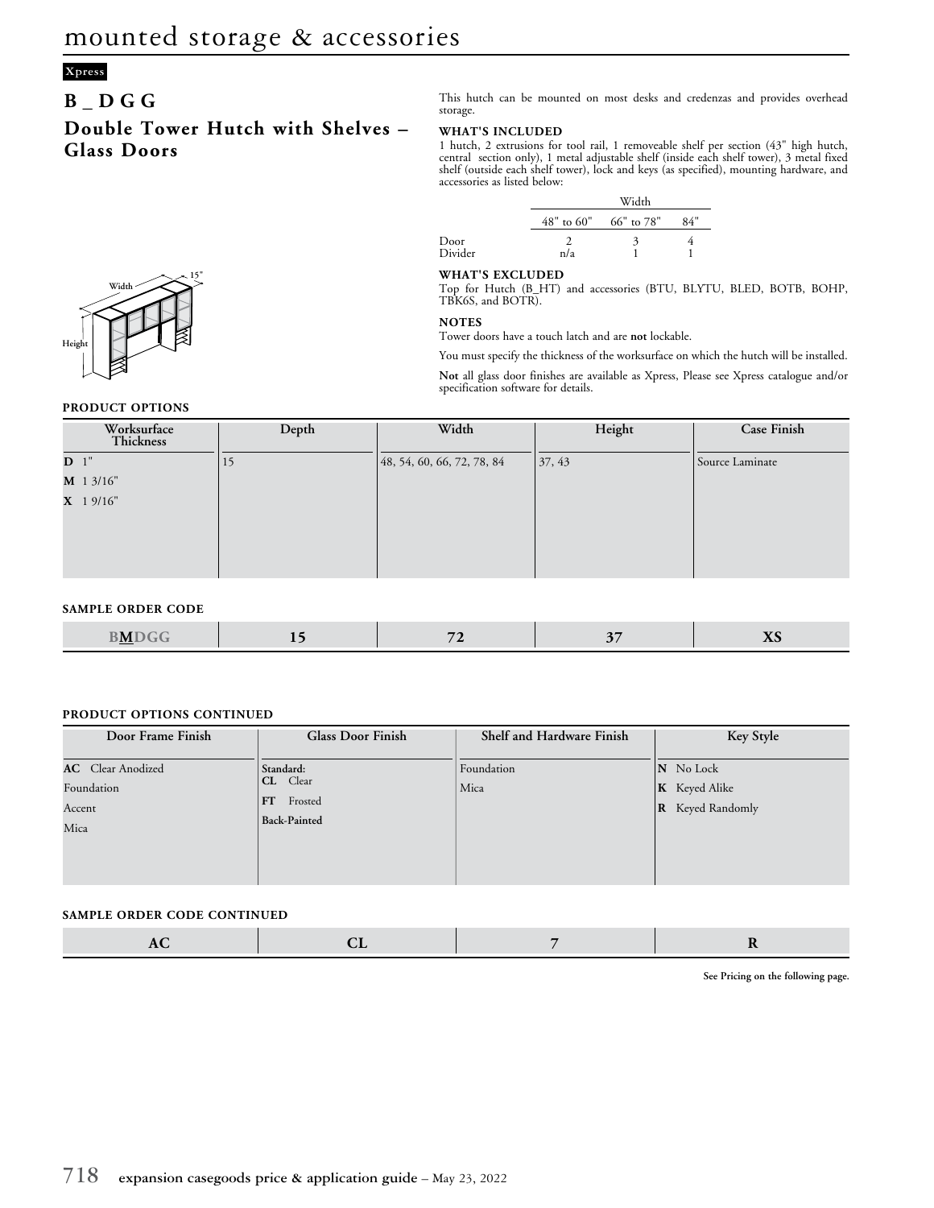# mounted storage & accessories

Xpress

## B _ D G G

## Double Tower Hutch with Shelves – Glass Doors

This hutch can be mounted on most desks and credenzas and provides overhead storage.

**WHAT'S INCLUDED**

1 hutch, 2 extrusions for tool rail, 1 removeable shelf per section (43" high hutch, central section only), 1 metal adjustable shelf (inside each shelf tower), 3 metal fixed shelf (outside each shelf tower), lock and keys (as specified), mounting hardware, and accessories as listed below:

| | Width | | |
|---|---|---|---|
| | 48" to 60" | 66" to 78" | 84" |
| Door | 2 | 3 | 4 |
| Divider | n/a | 1 | 1 |

**WHAT'S EXCLUDED**

Top for Hutch (B_HT) and accessories (BTU, BLYTU, BLED, BOTB, BOHP, TBK6S, and BOTR).

**NOTES**

Tower doors have a touch latch and are **not** lockable.

You must specify the thickness of the worksurface on which the hutch will be installed.

**Not** all glass door finishes are available as Xpress, Please see Xpress catalogue and/or specification software for details.

Width 15" Height

### PRODUCT OPTIONS

| Worksurface Thickness | Depth | Width | Height | Case Finish |
|---|---|---|---|---|
| **D** 1"<br>**M** 1 3/16"<br>**X** 1 9/16" | 15 | 48, 54, 60, 66, 72, 78, 84 | 37, 43 | Source Laminate |

### SAMPLE ORDER CODE

| B**M**DGG | 15 | 72 | 37 | XS |
|---|---|---|---|---|

### PRODUCT OPTIONS CONTINUED

| Door Frame Finish | Glass Door Finish | Shelf and Hardware Finish | Key Style |
|---|---|---|---|
| **AC** Clear Anodized<br>Foundation<br>Accent<br>Mica | **Standard:**<br>**CL** Clear<br>**FT** Frosted<br>**Back-Painted** | Foundation<br>Mica | **N** No Lock<br>**K** Keyed Alike<br>**R** Keyed Randomly |

### SAMPLE ORDER CODE CONTINUED

| AC | CL | 7 | R |
|---|---|---|---|

**See Pricing on the following page.**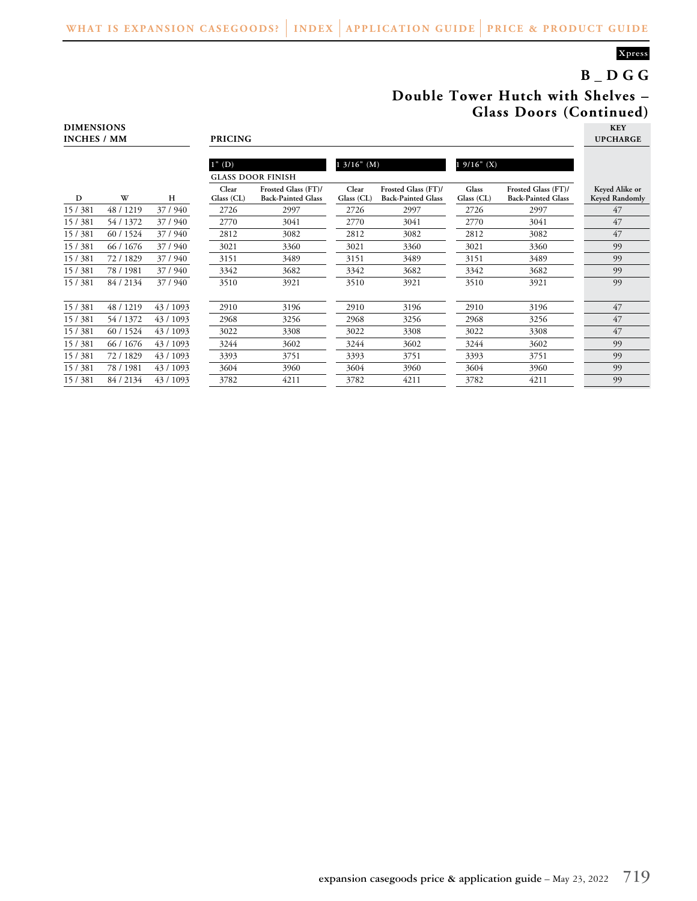Xpress

# B _ D G G

## Double Tower Hutch with Shelves – Glass Doors (Continued)

| DIMENSIONS INCHES / MM | | | PRICING | | | | | | KEY UPCHARGE |
|---|---|---|---|---|---|---|---|---|---|
| | | | 1" (D) | | 1 3/16" (M) | | 1 9/16" (X) | | |
| | | | GLASS DOOR FINISH | | | | | | |
| D | W | H | Clear Glass (CL) | Frosted Glass (FT)/ Back-Painted Glass | Clear Glass (CL) | Frosted Glass (FT)/ Back-Painted Glass | Glass Glass (CL) | Frosted Glass (FT)/ Back-Painted Glass | Keyed Alike or Keyed Randomly |
| 15 / 381 | 48 / 1219 | 37 / 940 | 2726 | 2997 | 2726 | 2997 | 2726 | 2997 | 47 |
| 15 / 381 | 54 / 1372 | 37 / 940 | 2770 | 3041 | 2770 | 3041 | 2770 | 3041 | 47 |
| 15 / 381 | 60 / 1524 | 37 / 940 | 2812 | 3082 | 2812 | 3082 | 2812 | 3082 | 47 |
| 15 / 381 | 66 / 1676 | 37 / 940 | 3021 | 3360 | 3021 | 3360 | 3021 | 3360 | 99 |
| 15 / 381 | 72 / 1829 | 37 / 940 | 3151 | 3489 | 3151 | 3489 | 3151 | 3489 | 99 |
| 15 / 381 | 78 / 1981 | 37 / 940 | 3342 | 3682 | 3342 | 3682 | 3342 | 3682 | 99 |
| 15 / 381 | 84 / 2134 | 37 / 940 | 3510 | 3921 | 3510 | 3921 | 3510 | 3921 | 99 |
| 15 / 381 | 48 / 1219 | 43 / 1093 | 2910 | 3196 | 2910 | 3196 | 2910 | 3196 | 47 |
| 15 / 381 | 54 / 1372 | 43 / 1093 | 2968 | 3256 | 2968 | 3256 | 2968 | 3256 | 47 |
| 15 / 381 | 60 / 1524 | 43 / 1093 | 3022 | 3308 | 3022 | 3308 | 3022 | 3308 | 47 |
| 15 / 381 | 66 / 1676 | 43 / 1093 | 3244 | 3602 | 3244 | 3602 | 3244 | 3602 | 99 |
| 15 / 381 | 72 / 1829 | 43 / 1093 | 3393 | 3751 | 3393 | 3751 | 3393 | 3751 | 99 |
| 15 / 381 | 78 / 1981 | 43 / 1093 | 3604 | 3960 | 3604 | 3960 | 3604 | 3960 | 99 |
| 15 / 381 | 84 / 2134 | 43 / 1093 | 3782 | 4211 | 3782 | 4211 | 3782 | 4211 | 99 |